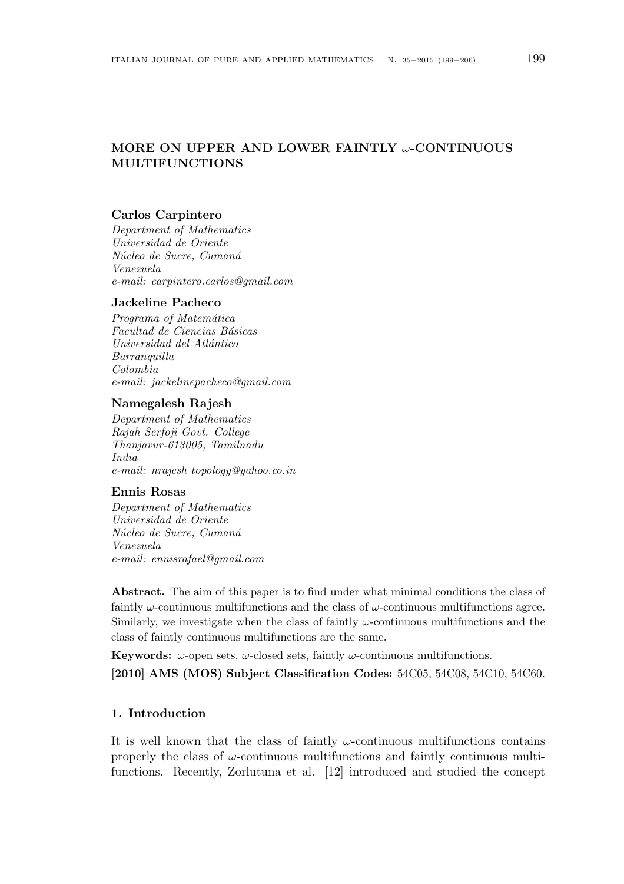# MORE ON UPPER AND LOWER FAINTLY $\omega$-CONTINUOUS MULTIFUNCTIONS

**Carlos Carpintero**
*Department of Mathematics*
*Universidad de Oriente*
*Núcleo de Sucre, Cumaná*
*Venezuela*
*e-mail: carpintero.carlos@gmail.com*

**Jackeline Pacheco**
*Programa of Matemática*
*Facultad de Ciencias Básicas*
*Universidad del Atlántico*
*Barranquilla*
*Colombia*
*e-mail: jackelinepacheco@gmail.com*

**Namegalesh Rajesh**
*Department of Mathematics*
*Rajah Serfoji Govt. College*
*Thanjavur-613005, Tamilnadu*
*India*
*e-mail: nrajesh_topology@yahoo.co.in*

**Ennis Rosas**
*Department of Mathematics*
*Universidad de Oriente*
*Núcleo de Sucre, Cumaná*
*Venezuela*
*e-mail: ennisrafael@gmail.com*

**Abstract.** The aim of this paper is to find under what minimal conditions the class of faintly $\omega$-continuous multifunctions and the class of $\omega$-continuous multifunctions agree. Similarly, we investigate when the class of faintly $\omega$-continuous multifunctions and the class of faintly continuous multifunctions are the same.

**Keywords:** $\omega$-open sets, $\omega$-closed sets, faintly $\omega$-continuous multifunctions.

**[2010] AMS (MOS) Subject Classification Codes:** 54C05, 54C08, 54C10, 54C60.

## 1. Introduction

It is well known that the class of faintly $\omega$-continuous multifunctions contains properly the class of $\omega$-continuous multifunctions and faintly continuous multifunctions. Recently, Zorlutuna et al. [12] introduced and studied the concept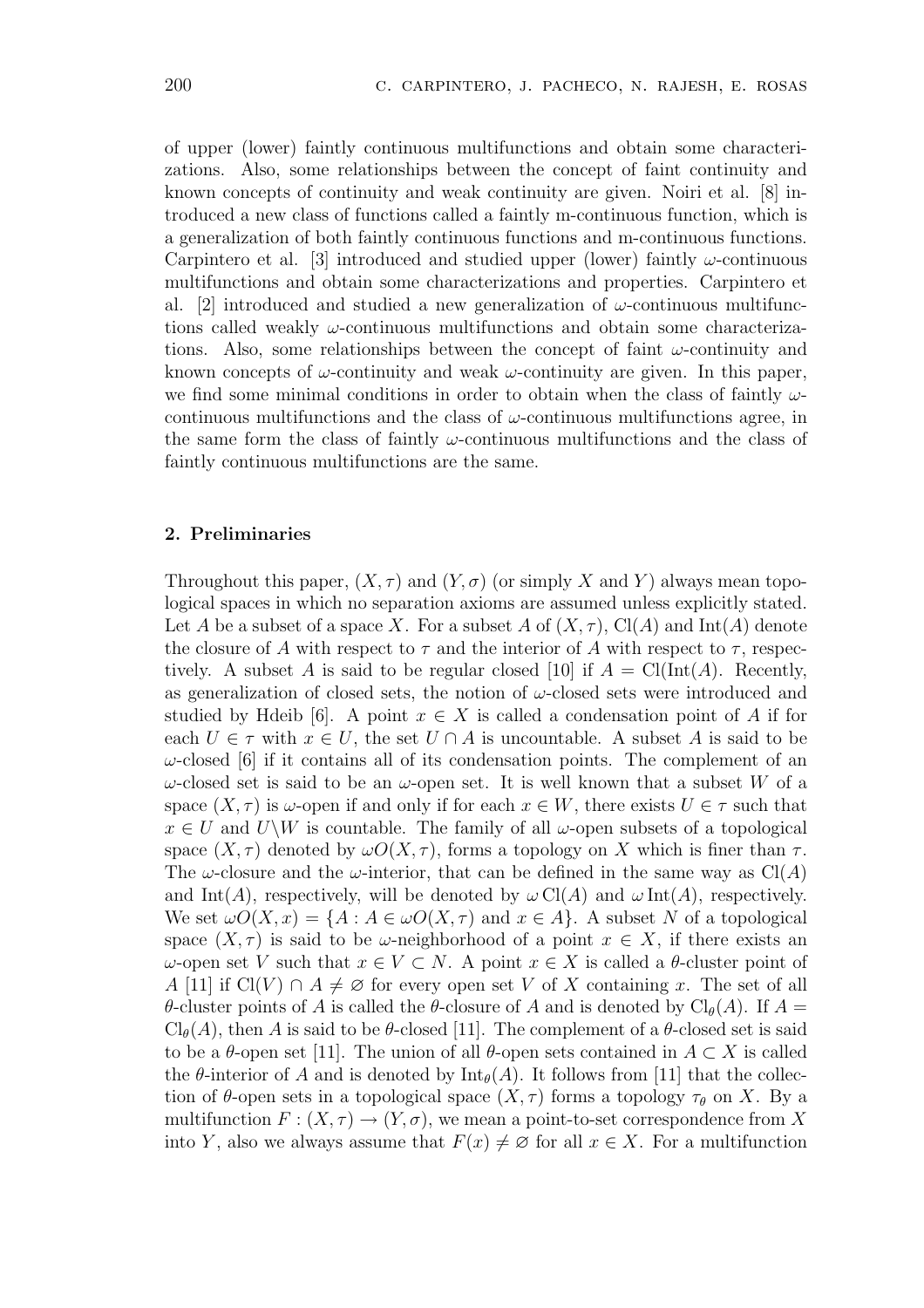of upper (lower) faintly continuous multifunctions and obtain some characterizations. Also, some relationships between the concept of faint continuity and known concepts of continuity and weak continuity are given. Noiri et al. [8] introduced a new class of functions called a faintly m-continuous function, which is a generalization of both faintly continuous functions and m-continuous functions. Carpintero et al. [3] introduced and studied upper (lower) faintly $\omega$-continuous multifunctions and obtain some characterizations and properties. Carpintero et al. [2] introduced and studied a new generalization of $\omega$-continuous multifunctions called weakly $\omega$-continuous multifunctions and obtain some characterizations. Also, some relationships between the concept of faint $\omega$-continuity and known concepts of $\omega$-continuity and weak $\omega$-continuity are given. In this paper, we find some minimal conditions in order to obtain when the class of faintly $\omega$-continuous multifunctions and the class of $\omega$-continuous multifunctions agree, in the same form the class of faintly $\omega$-continuous multifunctions and the class of faintly continuous multifunctions are the same.

## 2. Preliminaries

Throughout this paper, $(X, \tau)$ and $(Y, \sigma)$ (or simply $X$ and $Y$) always mean topological spaces in which no separation axioms are assumed unless explicitly stated. Let $A$ be a subset of a space $X$. For a subset $A$ of $(X, \tau)$, $\mathrm{Cl}(A)$ and $\mathrm{Int}(A)$ denote the closure of $A$ with respect to $\tau$ and the interior of $A$ with respect to $\tau$, respectively. A subset $A$ is said to be regular closed [10] if $A = \mathrm{Cl}(\mathrm{Int}(A))$. Recently, as generalization of closed sets, the notion of $\omega$-closed sets were introduced and studied by Hdeib [6]. A point $x \in X$ is called a condensation point of $A$ if for each $U \in \tau$ with $x \in U$, the set $U \cap A$ is uncountable. A subset $A$ is said to be $\omega$-closed [6] if it contains all of its condensation points. The complement of an $\omega$-closed set is said to be an $\omega$-open set. It is well known that a subset $W$ of a space $(X, \tau)$ is $\omega$-open if and only if for each $x \in W$, there exists $U \in \tau$ such that $x \in U$ and $U \backslash W$ is countable. The family of all $\omega$-open subsets of a topological space $(X, \tau)$ denoted by $\omega O(X, \tau)$, forms a topology on $X$ which is finer than $\tau$. The $\omega$-closure and the $\omega$-interior, that can be defined in the same way as $\mathrm{Cl}(A)$ and $\mathrm{Int}(A)$, respectively, will be denoted by $\omega\,\mathrm{Cl}(A)$ and $\omega\,\mathrm{Int}(A)$, respectively. We set $\omega O(X, x) = \{A : A \in \omega O(X, \tau) \text{ and } x \in A\}$. A subset $N$ of a topological space $(X, \tau)$ is said to be $\omega$-neighborhood of a point $x \in X$, if there exists an $\omega$-open set $V$ such that $x \in V \subset N$. A point $x \in X$ is called a $\theta$-cluster point of $A$ [11] if $\mathrm{Cl}(V) \cap A \neq \varnothing$ for every open set $V$ of $X$ containing $x$. The set of all $\theta$-cluster points of $A$ is called the $\theta$-closure of $A$ and is denoted by $\mathrm{Cl}_\theta(A)$. If $A = \mathrm{Cl}_\theta(A)$, then $A$ is said to be $\theta$-closed [11]. The complement of a $\theta$-closed set is said to be a $\theta$-open set [11]. The union of all $\theta$-open sets contained in $A \subset X$ is called the $\theta$-interior of $A$ and is denoted by $\mathrm{Int}_\theta(A)$. It follows from [11] that the collection of $\theta$-open sets in a topological space $(X, \tau)$ forms a topology $\tau_\theta$ on $X$. By a multifunction $F : (X, \tau) \to (Y, \sigma)$, we mean a point-to-set correspondence from $X$ into $Y$, also we always assume that $F(x) \neq \varnothing$ for all $x \in X$. For a multifunction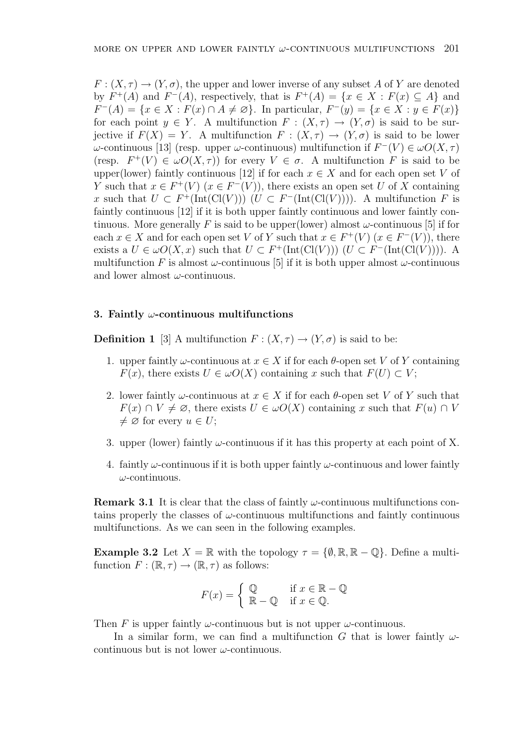$F : (X, \tau) \to (Y, \sigma)$, the upper and lower inverse of any subset $A$ of $Y$ are denoted by $F^+(A)$ and $F^-(A)$, respectively, that is $F^+(A) = \{x \in X : F(x) \subseteq A\}$ and $F^-(A) = \{x \in X : F(x) \cap A \neq \varnothing\}$. In particular, $F^-(y) = \{x \in X : y \in F(x)\}$ for each point $y \in Y$. A multifunction $F : (X, \tau) \to (Y, \sigma)$ is said to be surjective if $F(X) = Y$. A multifunction $F : (X, \tau) \to (Y, \sigma)$ is said to be lower $\omega$-continuous [13] (resp. upper $\omega$-continuous) multifunction if $F^-(V) \in \omega O(X, \tau)$ (resp. $F^+(V) \in \omega O(X, \tau)$) for every $V \in \sigma$. A multifunction $F$ is said to be upper(lower) faintly continuous [12] if for each $x \in X$ and for each open set $V$ of $Y$ such that $x \in F^+(V)$ ($x \in F^-(V)$), there exists an open set $U$ of $X$ containing $x$ such that $U \subset F^+(\text{Int}(\text{Cl}(V)))$ ($U \subset F^-(\text{Int}(\text{Cl}(V)))$). A multifunction $F$ is faintly continuous [12] if it is both upper faintly continuous and lower faintly continuous. More generally $F$ is said to be upper(lower) almost $\omega$-continuous [5] if for each $x \in X$ and for each open set $V$ of $Y$ such that $x \in F^+(V)$ ($x \in F^-(V)$), there exists a $U \in \omega O(X, x)$ such that $U \subset F^+(\text{Int}(\text{Cl}(V)))$ ($U \subset F^-(\text{Int}(\text{Cl}(V)))$). A multifunction $F$ is almost $\omega$-continuous [5] if it is both upper almost $\omega$-continuous and lower almost $\omega$-continuous.

## 3. Faintly $\omega$-continuous multifunctions

**Definition 1** [3] A multifunction $F : (X, \tau) \to (Y, \sigma)$ is said to be:

1. upper faintly $\omega$-continuous at $x \in X$ if for each $\theta$-open set $V$ of $Y$ containing $F(x)$, there exists $U \in \omega O(X)$ containing $x$ such that $F(U) \subset V$;
2. lower faintly $\omega$-continuous at $x \in X$ if for each $\theta$-open set $V$ of $Y$ such that $F(x) \cap V \neq \varnothing$, there exists $U \in \omega O(X)$ containing $x$ such that $F(u) \cap V \neq \varnothing$ for every $u \in U$;
3. upper (lower) faintly $\omega$-continuous if it has this property at each point of X.
4. faintly $\omega$-continuous if it is both upper faintly $\omega$-continuous and lower faintly $\omega$-continuous.

**Remark 3.1** It is clear that the class of faintly $\omega$-continuous multifunctions contains properly the classes of $\omega$-continuous multifunctions and faintly continuous multifunctions. As we can seen in the following examples.

**Example 3.2** Let $X = \mathbb{R}$ with the topology $\tau = \{\emptyset, \mathbb{R}, \mathbb{R} - \mathbb{Q}\}$. Define a multifunction $F : (\mathbb{R}, \tau) \to (\mathbb{R}, \tau)$ as follows:

$$F(x) = \begin{cases} \mathbb{Q} & \text{if } x \in \mathbb{R} - \mathbb{Q} \\ \mathbb{R} - \mathbb{Q} & \text{if } x \in \mathbb{Q}. \end{cases}$$

Then $F$ is upper faintly $\omega$-continuous but is not upper $\omega$-continuous.

In a similar form, we can find a multifunction $G$ that is lower faintly $\omega$-continuous but is not lower $\omega$-continuous.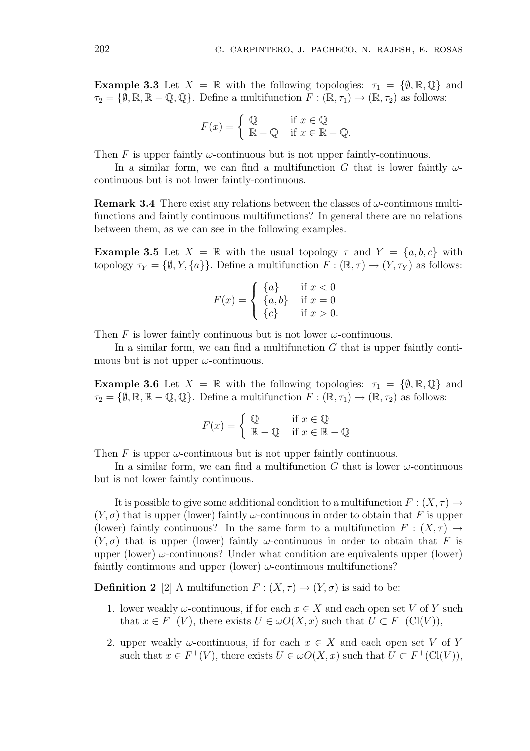**Example 3.3** Let $X = \mathbb{R}$ with the following topologies: $\tau_1 = \{\emptyset, \mathbb{R}, \mathbb{Q}\}$ and $\tau_2 = \{\emptyset, \mathbb{R}, \mathbb{R} - \mathbb{Q}, \mathbb{Q}\}$. Define a multifunction $F : (\mathbb{R}, \tau_1) \to (\mathbb{R}, \tau_2)$ as follows:

$$F(x) = \begin{cases} \mathbb{Q} & \text{if } x \in \mathbb{Q} \\ \mathbb{R} - \mathbb{Q} & \text{if } x \in \mathbb{R} - \mathbb{Q}. \end{cases}$$

Then $F$ is upper faintly $\omega$-continuous but is not upper faintly-continuous.

In a similar form, we can find a multifunction $G$ that is lower faintly $\omega$-continuous but is not lower faintly-continuous.

**Remark 3.4** There exist any relations between the classes of $\omega$-continuous multifunctions and faintly continuous multifunctions? In general there are no relations between them, as we can see in the following examples.

**Example 3.5** Let $X = \mathbb{R}$ with the usual topology $\tau$ and $Y = \{a, b, c\}$ with topology $\tau_Y = \{\emptyset, Y, \{a\}\}$. Define a multifunction $F : (\mathbb{R}, \tau) \to (Y, \tau_Y)$ as follows:

$$F(x) = \begin{cases} \{a\} & \text{if } x < 0 \\ \{a, b\} & \text{if } x = 0 \\ \{c\} & \text{if } x > 0. \end{cases}$$

Then $F$ is lower faintly continuous but is not lower $\omega$-continuous.

In a similar form, we can find a multifunction $G$ that is upper faintly continuous but is not upper $\omega$-continuous.

**Example 3.6** Let $X = \mathbb{R}$ with the following topologies: $\tau_1 = \{\emptyset, \mathbb{R}, \mathbb{Q}\}$ and $\tau_2 = \{\emptyset, \mathbb{R}, \mathbb{R} - \mathbb{Q}, \mathbb{Q}\}$. Define a multifunction $F : (\mathbb{R}, \tau_1) \to (\mathbb{R}, \tau_2)$ as follows:

$$F(x) = \begin{cases} \mathbb{Q} & \text{if } x \in \mathbb{Q} \\ \mathbb{R} - \mathbb{Q} & \text{if } x \in \mathbb{R} - \mathbb{Q} \end{cases}$$

Then $F$ is upper $\omega$-continuous but is not upper faintly continuous.

In a similar form, we can find a multifunction $G$ that is lower $\omega$-continuous but is not lower faintly continuous.

It is possible to give some additional condition to a multifunction $F : (X, \tau) \to (Y, \sigma)$ that is upper (lower) faintly $\omega$-continuous in order to obtain that $F$ is upper (lower) faintly continuous? In the same form to a multifunction $F : (X, \tau) \to (Y, \sigma)$ that is upper (lower) faintly $\omega$-continuous in order to obtain that $F$ is upper (lower) $\omega$-continuous? Under what condition are equivalents upper (lower) faintly continuous and upper (lower) $\omega$-continuous multifunctions?

**Definition 2** [2] A multifunction $F : (X, \tau) \to (Y, \sigma)$ is said to be:

1. lower weakly $\omega$-continuous, if for each $x \in X$ and each open set $V$ of $Y$ such that $x \in F^-(V)$, there exists $U \in \omega O(X, x)$ such that $U \subset F^-(\mathrm{Cl}(V))$,
2. upper weakly $\omega$-continuous, if for each $x \in X$ and each open set $V$ of $Y$ such that $x \in F^+(V)$, there exists $U \in \omega O(X, x)$ such that $U \subset F^+(\mathrm{Cl}(V))$,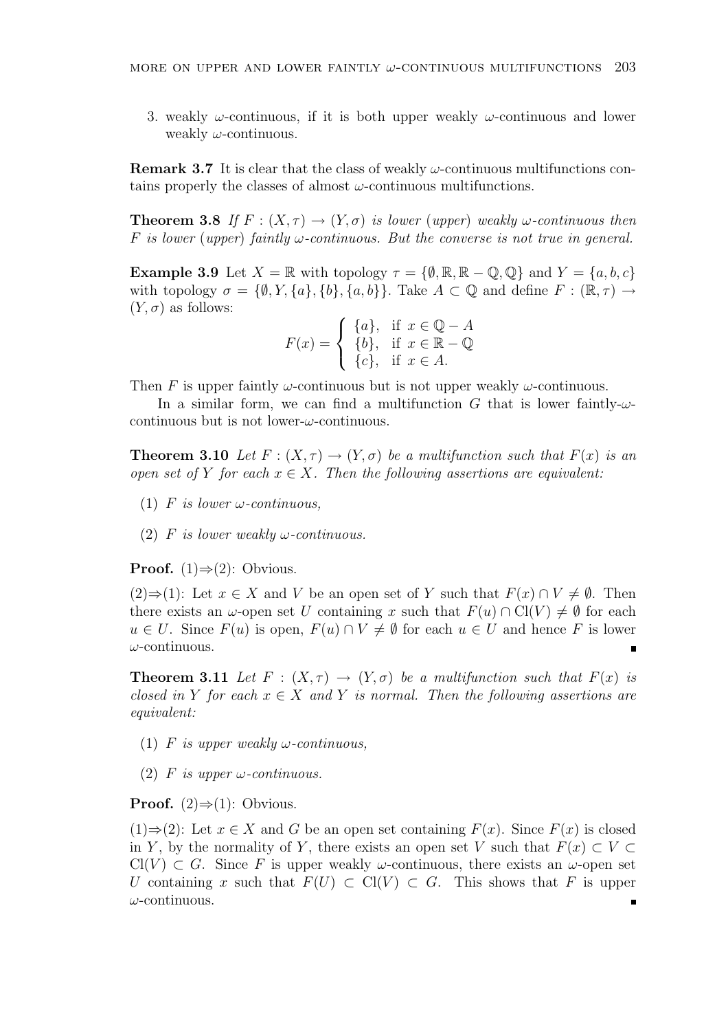3. weakly $\omega$-continuous, if it is both upper weakly $\omega$-continuous and lower weakly $\omega$-continuous.

**Remark 3.7** It is clear that the class of weakly $\omega$-continuous multifunctions contains properly the classes of almost $\omega$-continuous multifunctions.

**Theorem 3.8** *If $F : (X, \tau) \to (Y, \sigma)$ is lower (upper) weakly $\omega$-continuous then $F$ is lower (upper) faintly $\omega$-continuous. But the converse is not true in general.*

**Example 3.9** Let $X = \mathbb{R}$ with topology $\tau = \{\emptyset, \mathbb{R}, \mathbb{R} - \mathbb{Q}, \mathbb{Q}\}$ and $Y = \{a, b, c\}$ with topology $\sigma = \{\emptyset, Y, \{a\}, \{b\}, \{a, b\}\}$. Take $A \subset \mathbb{Q}$ and define $F : (\mathbb{R}, \tau) \to (Y, \sigma)$ as follows:

$$F(x) = \begin{cases} \{a\}, & \text{if } x \in \mathbb{Q} - A \\ \{b\}, & \text{if } x \in \mathbb{R} - \mathbb{Q} \\ \{c\}, & \text{if } x \in A. \end{cases}$$

Then $F$ is upper faintly $\omega$-continuous but is not upper weakly $\omega$-continuous.

In a similar form, we can find a multifunction $G$ that is lower faintly-$\omega$-continuous but is not lower-$\omega$-continuous.

**Theorem 3.10** *Let $F : (X, \tau) \to (Y, \sigma)$ be a multifunction such that $F(x)$ is an open set of $Y$ for each $x \in X$. Then the following assertions are equivalent:*

(1) *$F$ is lower $\omega$-continuous,*

(2) *$F$ is lower weakly $\omega$-continuous.*

**Proof.** (1)$\Rightarrow$(2): Obvious.

(2)$\Rightarrow$(1): Let $x \in X$ and $V$ be an open set of $Y$ such that $F(x) \cap V \neq \emptyset$. Then there exists an $\omega$-open set $U$ containing $x$ such that $F(u) \cap \mathrm{Cl}(V) \neq \emptyset$ for each $u \in U$. Since $F(u)$ is open, $F(u) \cap V \neq \emptyset$ for each $u \in U$ and hence $F$ is lower $\omega$-continuous. ∎

**Theorem 3.11** *Let $F : (X, \tau) \to (Y, \sigma)$ be a multifunction such that $F(x)$ is closed in $Y$ for each $x \in X$ and $Y$ is normal. Then the following assertions are equivalent:*

(1) *$F$ is upper weakly $\omega$-continuous,*

(2) *$F$ is upper $\omega$-continuous.*

**Proof.** (2)$\Rightarrow$(1): Obvious.

(1)$\Rightarrow$(2): Let $x \in X$ and $G$ be an open set containing $F(x)$. Since $F(x)$ is closed in $Y$, by the normality of $Y$, there exists an open set $V$ such that $F(x) \subset V \subset \mathrm{Cl}(V) \subset G$. Since $F$ is upper weakly $\omega$-continuous, there exists an $\omega$-open set $U$ containing $x$ such that $F(U) \subset \mathrm{Cl}(V) \subset G$. This shows that $F$ is upper $\omega$-continuous. ∎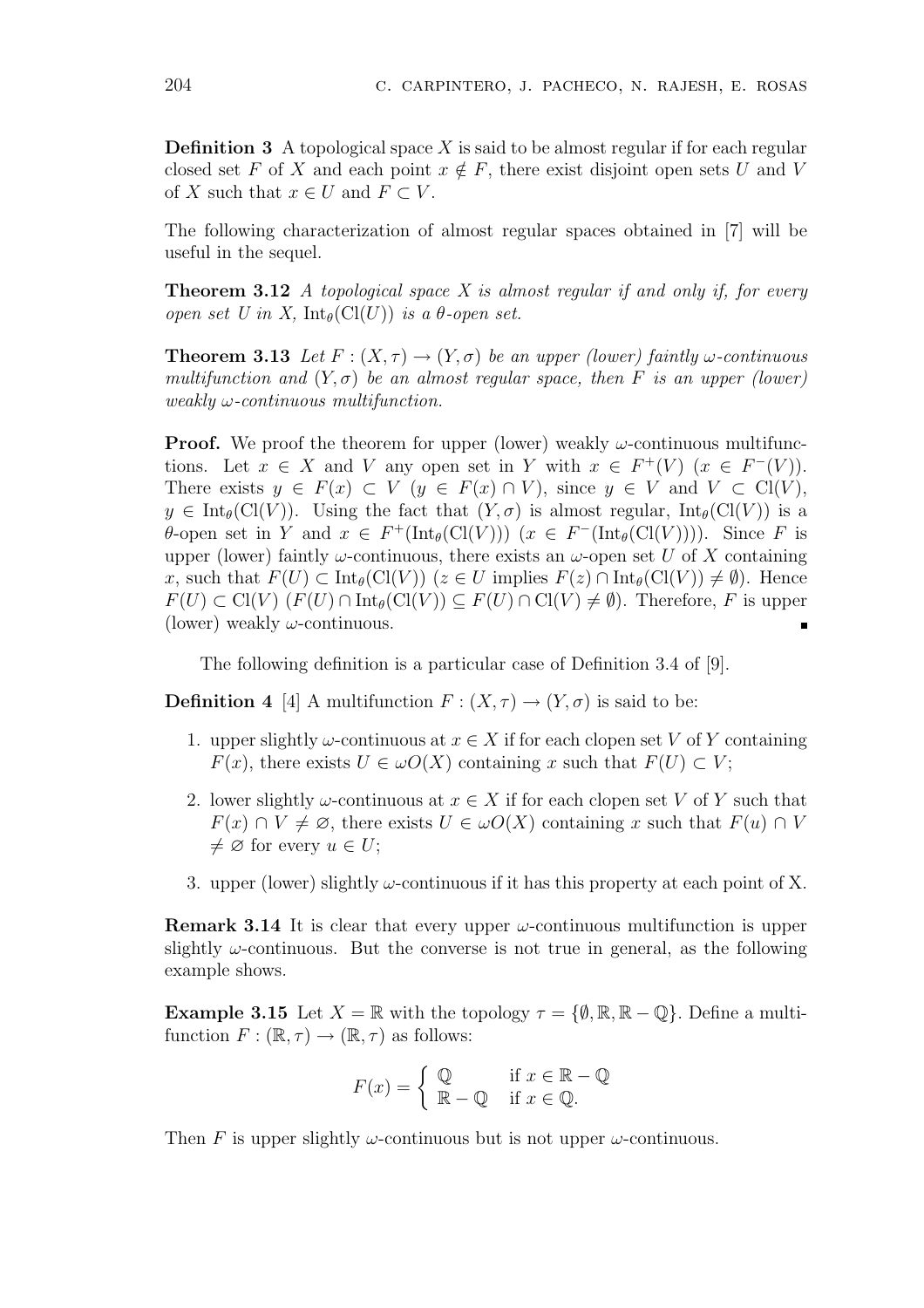**Definition 3** A topological space $X$ is said to be almost regular if for each regular closed set $F$ of $X$ and each point $x \notin F$, there exist disjoint open sets $U$ and $V$ of $X$ such that $x \in U$ and $F \subset V$.

The following characterization of almost regular spaces obtained in [7] will be useful in the sequel.

**Theorem 3.12** *A topological space $X$ is almost regular if and only if, for every open set $U$ in $X$, $\text{Int}_\theta(\text{Cl}(U))$ is a $\theta$-open set.*

**Theorem 3.13** *Let $F : (X, \tau) \to (Y, \sigma)$ be an upper (lower) faintly $\omega$-continuous multifunction and $(Y, \sigma)$ be an almost regular space, then $F$ is an upper (lower) weakly $\omega$-continuous multifunction.*

**Proof.** We proof the theorem for upper (lower) weakly $\omega$-continuous multifunctions. Let $x \in X$ and $V$ any open set in $Y$ with $x \in F^+(V)$ ($x \in F^-(V)$). There exists $y \in F(x) \subset V$ ($y \in F(x) \cap V$), since $y \in V$ and $V \subset \text{Cl}(V)$, $y \in \text{Int}_\theta(\text{Cl}(V))$. Using the fact that $(Y, \sigma)$ is almost regular, $\text{Int}_\theta(\text{Cl}(V))$ is a $\theta$-open set in $Y$ and $x \in F^+(\text{Int}_\theta(\text{Cl}(V)))$ ($x \in F^-(\text{Int}_\theta(\text{Cl}(V)))$). Since $F$ is upper (lower) faintly $\omega$-continuous, there exists an $\omega$-open set $U$ of $X$ containing $x$, such that $F(U) \subset \text{Int}_\theta(\text{Cl}(V))$ ($z \in U$ implies $F(z) \cap \text{Int}_\theta(\text{Cl}(V)) \neq \emptyset$). Hence $F(U) \subset \text{Cl}(V)$ ($F(U) \cap \text{Int}_\theta(\text{Cl}(V)) \subseteq F(U) \cap \text{Cl}(V) \neq \emptyset$). Therefore, $F$ is upper (lower) weakly $\omega$-continuous. ∎

The following definition is a particular case of Definition 3.4 of [9].

**Definition 4** [4] A multifunction $F : (X, \tau) \to (Y, \sigma)$ is said to be:

1. upper slightly $\omega$-continuous at $x \in X$ if for each clopen set $V$ of $Y$ containing $F(x)$, there exists $U \in \omega O(X)$ containing $x$ such that $F(U) \subset V$;
2. lower slightly $\omega$-continuous at $x \in X$ if for each clopen set $V$ of $Y$ such that $F(x) \cap V \neq \varnothing$, there exists $U \in \omega O(X)$ containing $x$ such that $F(u) \cap V \neq \varnothing$ for every $u \in U$;
3. upper (lower) slightly $\omega$-continuous if it has this property at each point of X.

**Remark 3.14** It is clear that every upper $\omega$-continuous multifunction is upper slightly $\omega$-continuous. But the converse is not true in general, as the following example shows.

**Example 3.15** Let $X = \mathbb{R}$ with the topology $\tau = \{\emptyset, \mathbb{R}, \mathbb{R} - \mathbb{Q}\}$. Define a multifunction $F : (\mathbb{R}, \tau) \to (\mathbb{R}, \tau)$ as follows:

$$F(x) = \begin{cases} \mathbb{Q} & \text{if } x \in \mathbb{R} - \mathbb{Q} \\ \mathbb{R} - \mathbb{Q} & \text{if } x \in \mathbb{Q}. \end{cases}$$

Then $F$ is upper slightly $\omega$-continuous but is not upper $\omega$-continuous.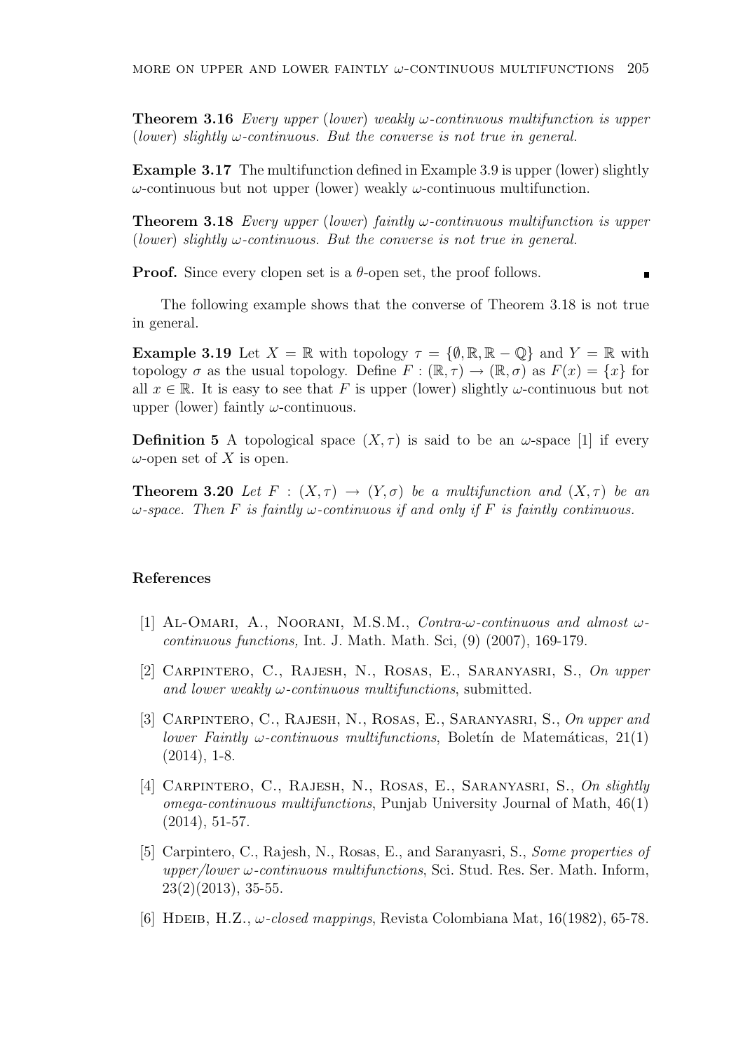**Theorem 3.16** *Every upper (lower) weakly $\omega$-continuous multifunction is upper (lower) slightly $\omega$-continuous. But the converse is not true in general.*

**Example 3.17** The multifunction defined in Example 3.9 is upper (lower) slightly $\omega$-continuous but not upper (lower) weakly $\omega$-continuous multifunction.

**Theorem 3.18** *Every upper (lower) faintly $\omega$-continuous multifunction is upper (lower) slightly $\omega$-continuous. But the converse is not true in general.*

**Proof.** Since every clopen set is a $\theta$-open set, the proof follows. ∎

The following example shows that the converse of Theorem 3.18 is not true in general.

**Example 3.19** Let $X = \mathbb{R}$ with topology $\tau = \{\emptyset, \mathbb{R}, \mathbb{R} - \mathbb{Q}\}$ and $Y = \mathbb{R}$ with topology $\sigma$ as the usual topology. Define $F : (\mathbb{R}, \tau) \to (\mathbb{R}, \sigma)$ as $F(x) = \{x\}$ for all $x \in \mathbb{R}$. It is easy to see that $F$ is upper (lower) slightly $\omega$-continuous but not upper (lower) faintly $\omega$-continuous.

**Definition 5** A topological space $(X, \tau)$ is said to be an $\omega$-space [1] if every $\omega$-open set of $X$ is open.

**Theorem 3.20** *Let $F : (X, \tau) \to (Y, \sigma)$ be a multifunction and $(X, \tau)$ be an $\omega$-space. Then $F$ is faintly $\omega$-continuous if and only if $F$ is faintly continuous.*

## References

[1] Al-Omari, A., Noorani, M.S.M., *Contra-$\omega$-continuous and almost $\omega$-continuous functions,* Int. J. Math. Math. Sci, (9) (2007), 169-179.

[2] Carpintero, C., Rajesh, N., Rosas, E., Saranyasri, S., *On upper and lower weakly $\omega$-continuous multifunctions*, submitted.

[3] Carpintero, C., Rajesh, N., Rosas, E., Saranyasri, S., *On upper and lower Faintly $\omega$-continuous multifunctions*, Boletín de Matemáticas, 21(1) (2014), 1-8.

[4] Carpintero, C., Rajesh, N., Rosas, E., Saranyasri, S., *On slightly omega-continuous multifunctions*, Punjab University Journal of Math, 46(1) (2014), 51-57.

[5] Carpintero, C., Rajesh, N., Rosas, E., and Saranyasri, S., *Some properties of upper/lower $\omega$-continuous multifunctions*, Sci. Stud. Res. Ser. Math. Inform, 23(2)(2013), 35-55.

[6] Hdeib, H.Z., *$\omega$-closed mappings*, Revista Colombiana Mat, 16(1982), 65-78.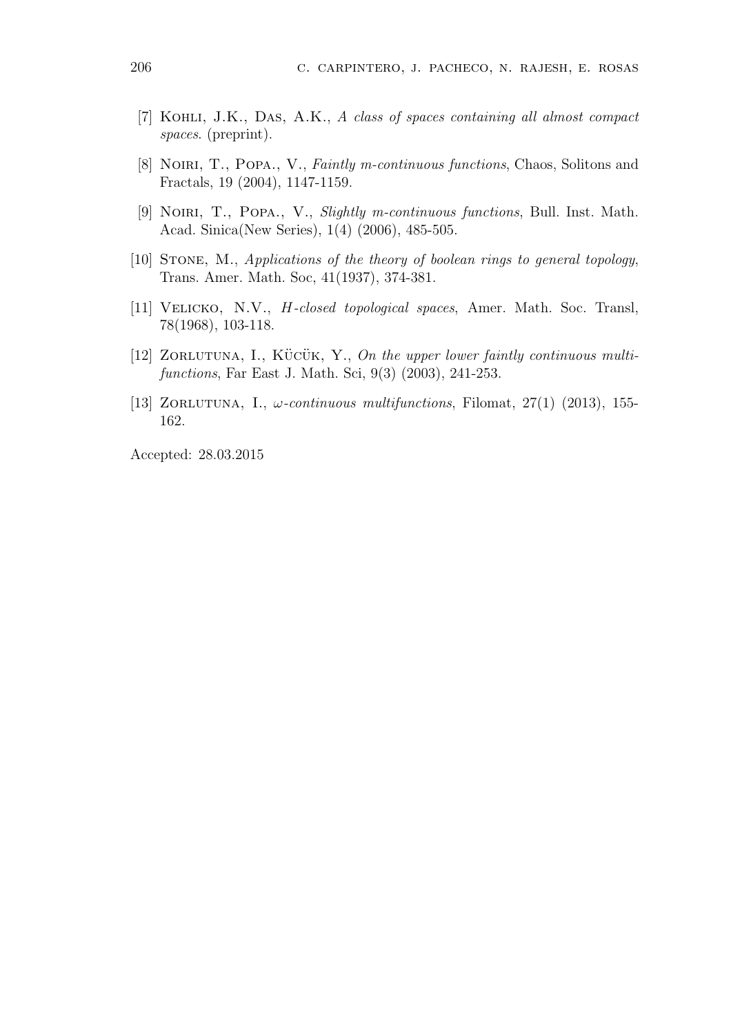[7] Kohli, J.K., Das, A.K., *A class of spaces containing all almost compact spaces*. (preprint).

[8] Noiri, T., Popa., V., *Faintly m-continuous functions*, Chaos, Solitons and Fractals, 19 (2004), 1147-1159.

[9] Noiri, T., Popa., V., *Slightly m-continuous functions*, Bull. Inst. Math. Acad. Sinica(New Series), 1(4) (2006), 485-505.

[10] Stone, M., *Applications of the theory of boolean rings to general topology*, Trans. Amer. Math. Soc, 41(1937), 374-381.

[11] Velicko, N.V., *H-closed topological spaces*, Amer. Math. Soc. Transl, 78(1968), 103-118.

[12] Zorlutuna, I., Kücük, Y., *On the upper lower faintly continuous multifunctions*, Far East J. Math. Sci, 9(3) (2003), 241-253.

[13] Zorlutuna, I., *$\omega$-continuous multifunctions*, Filomat, 27(1) (2013), 155-162.

Accepted: 28.03.2015